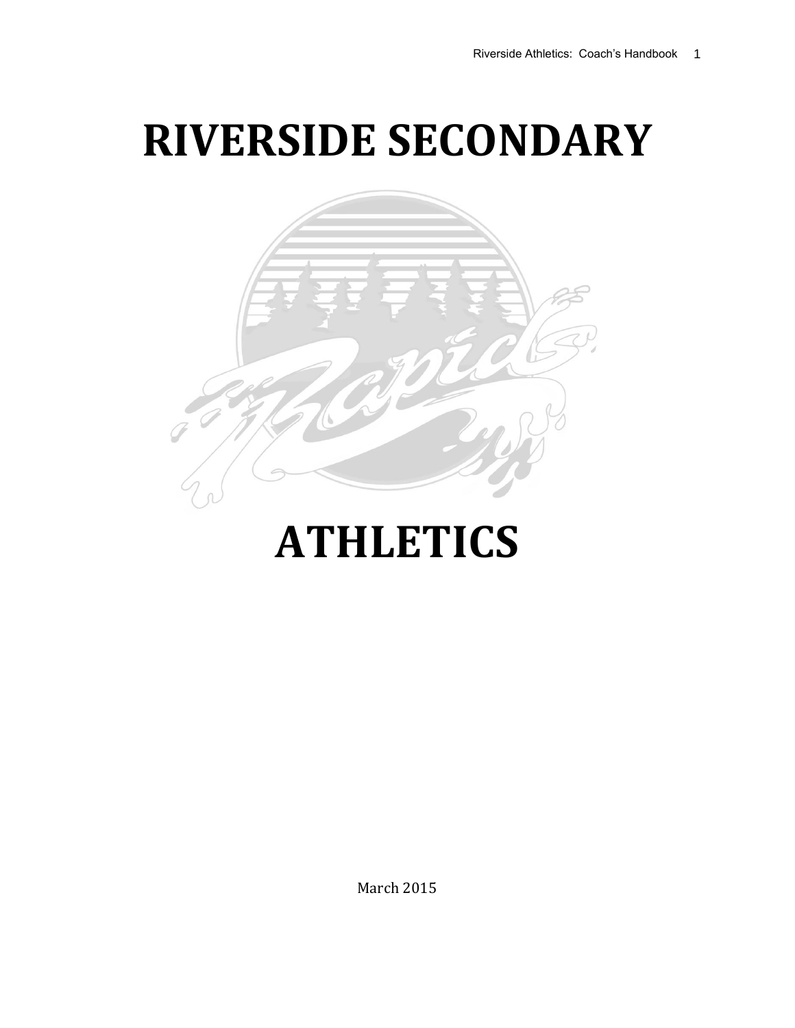# RIVERSIDE SECONDARY

# ATHLETICS

March 2015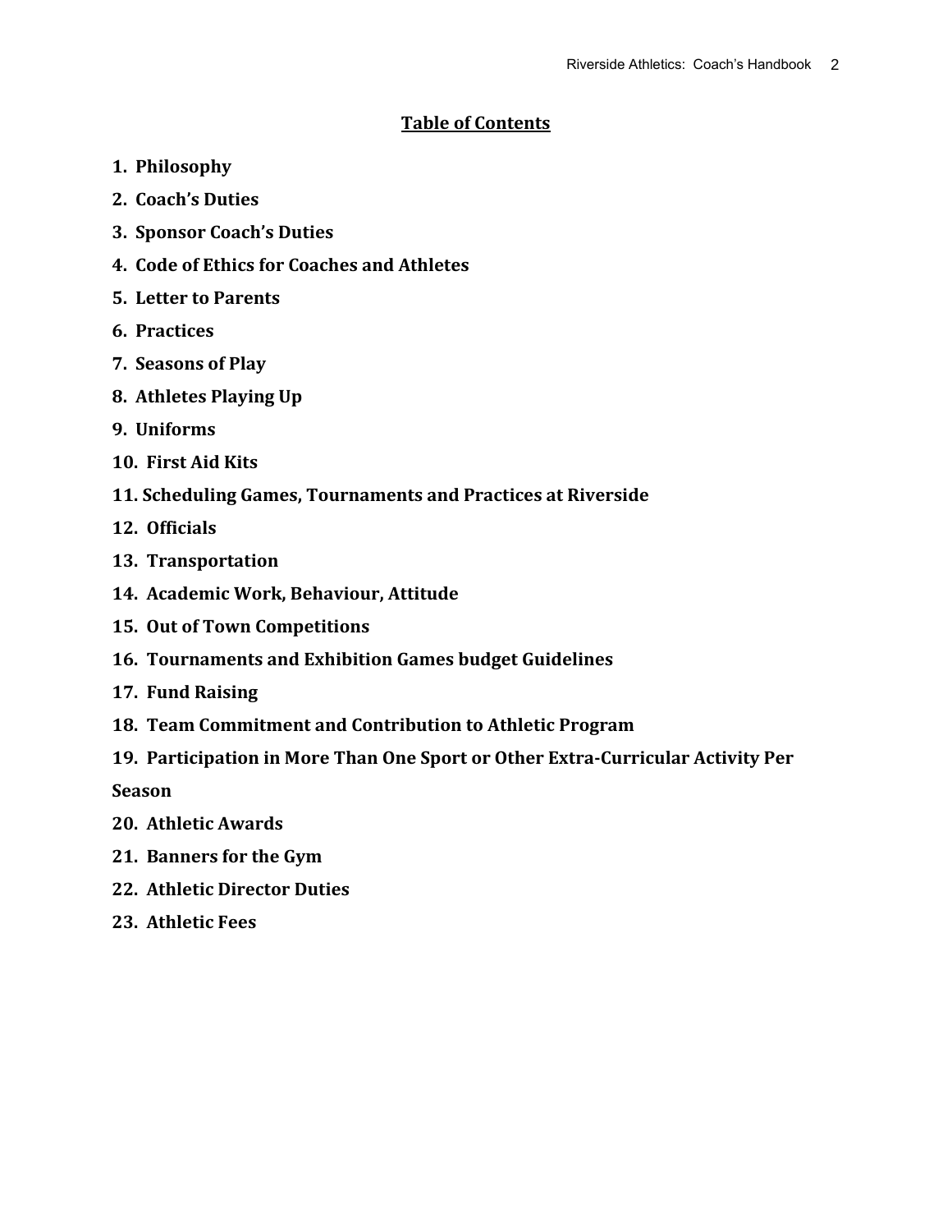## Table of Contents

1. **Philosophy**
2. **Coach's Duties**
3. **Sponsor Coach's Duties**
4. **Code of Ethics for Coaches and Athletes**
5. **Letter to Parents**
6. **Practices**
7. **Seasons of Play**
8. **Athletes Playing Up**
9. **Uniforms**
10. **First Aid Kits**
11. **Scheduling Games, Tournaments and Practices at Riverside**
12. **Officials**
13. **Transportation**
14. **Academic Work, Behaviour, Attitude**
15. **Out of Town Competitions**
16. **Tournaments and Exhibition Games budget Guidelines**
17. **Fund Raising**
18. **Team Commitment and Contribution to Athletic Program**
19. **Participation in More Than One Sport or Other Extra-Curricular Activity Per Season**
20. **Athletic Awards**
21. **Banners for the Gym**
22. **Athletic Director Duties**
23. **Athletic Fees**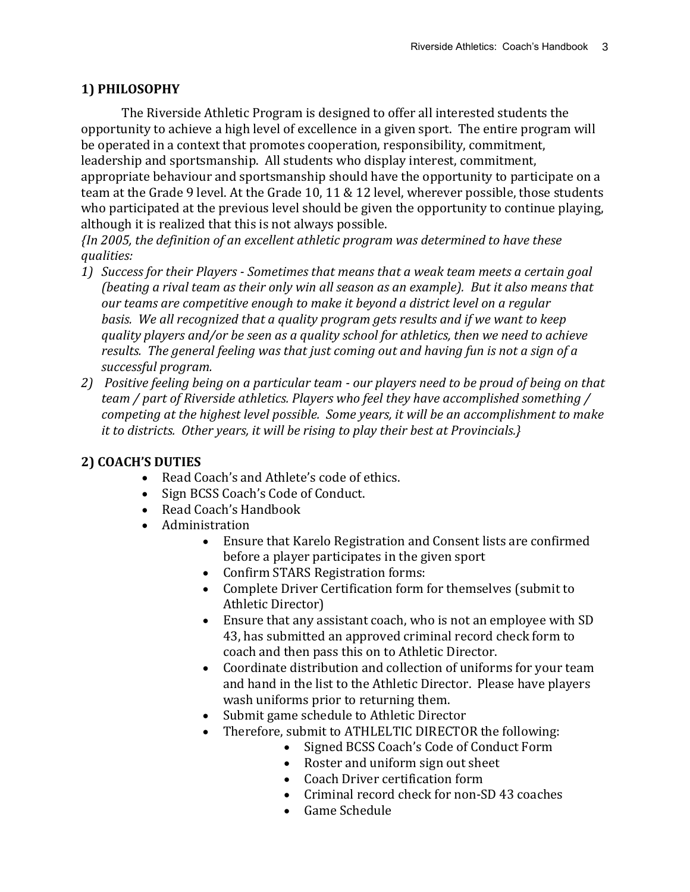## 1) PHILOSOPHY

The Riverside Athletic Program is designed to offer all interested students the opportunity to achieve a high level of excellence in a given sport. The entire program will be operated in a context that promotes cooperation, responsibility, commitment, leadership and sportsmanship. All students who display interest, commitment, appropriate behaviour and sportsmanship should have the opportunity to participate on a team at the Grade 9 level. At the Grade 10, 11 & 12 level, wherever possible, those students who participated at the previous level should be given the opportunity to continue playing, although it is realized that this is not always possible.

*{In 2005, the definition of an excellent athletic program was determined to have these qualities:*

1) *Success for their Players - Sometimes that means that a weak team meets a certain goal (beating a rival team as their only win all season as an example). But it also means that our teams are competitive enough to make it beyond a district level on a regular basis. We all recognized that a quality program gets results and if we want to keep quality players and/or be seen as a quality school for athletics, then we need to achieve results. The general feeling was that just coming out and having fun is not a sign of a successful program.*
2) *Positive feeling being on a particular team - our players need to be proud of being on that team / part of Riverside athletics. Players who feel they have accomplished something / competing at the highest level possible. Some years, it will be an accomplishment to make it to districts. Other years, it will be rising to play their best at Provincials.}*

## 2) COACH'S DUTIES

- Read Coach's and Athlete's code of ethics.
- Sign BCSS Coach's Code of Conduct.
- Read Coach's Handbook
- Administration
    - Ensure that Karelo Registration and Consent lists are confirmed before a player participates in the given sport
    - Confirm STARS Registration forms:
    - Complete Driver Certification form for themselves (submit to Athletic Director)
    - Ensure that any assistant coach, who is not an employee with SD 43, has submitted an approved criminal record check form to coach and then pass this on to Athletic Director.
    - Coordinate distribution and collection of uniforms for your team and hand in the list to the Athletic Director. Please have players wash uniforms prior to returning them.
    - Submit game schedule to Athletic Director
    - Therefore, submit to ATHLELTIC DIRECTOR the following:
        - Signed BCSS Coach's Code of Conduct Form
        - Roster and uniform sign out sheet
        - Coach Driver certification form
        - Criminal record check for non-SD 43 coaches
        - Game Schedule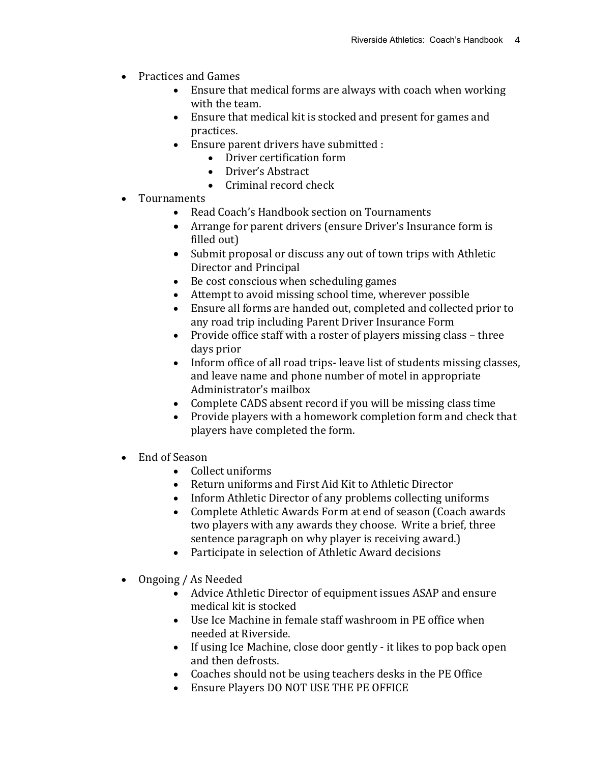- Practices and Games
    - Ensure that medical forms are always with coach when working with the team.
    - Ensure that medical kit is stocked and present for games and practices.
    - Ensure parent drivers have submitted :
        - Driver certification form
        - Driver's Abstract
        - Criminal record check
- Tournaments
    - Read Coach's Handbook section on Tournaments
    - Arrange for parent drivers (ensure Driver's Insurance form is filled out)
    - Submit proposal or discuss any out of town trips with Athletic Director and Principal
    - Be cost conscious when scheduling games
    - Attempt to avoid missing school time, wherever possible
    - Ensure all forms are handed out, completed and collected prior to any road trip including Parent Driver Insurance Form
    - Provide office staff with a roster of players missing class – three days prior
    - Inform office of all road trips- leave list of students missing classes, and leave name and phone number of motel in appropriate Administrator's mailbox
    - Complete CADS absent record if you will be missing class time
    - Provide players with a homework completion form and check that players have completed the form.

- End of Season
    - Collect uniforms
    - Return uniforms and First Aid Kit to Athletic Director
    - Inform Athletic Director of any problems collecting uniforms
    - Complete Athletic Awards Form at end of season (Coach awards two players with any awards they choose. Write a brief, three sentence paragraph on why player is receiving award.)
    - Participate in selection of Athletic Award decisions

- Ongoing / As Needed
    - Advice Athletic Director of equipment issues ASAP and ensure medical kit is stocked
    - Use Ice Machine in female staff washroom in PE office when needed at Riverside.
    - If using Ice Machine, close door gently - it likes to pop back open and then defrosts.
    - Coaches should not be using teachers desks in the PE Office
    - Ensure Players DO NOT USE THE PE OFFICE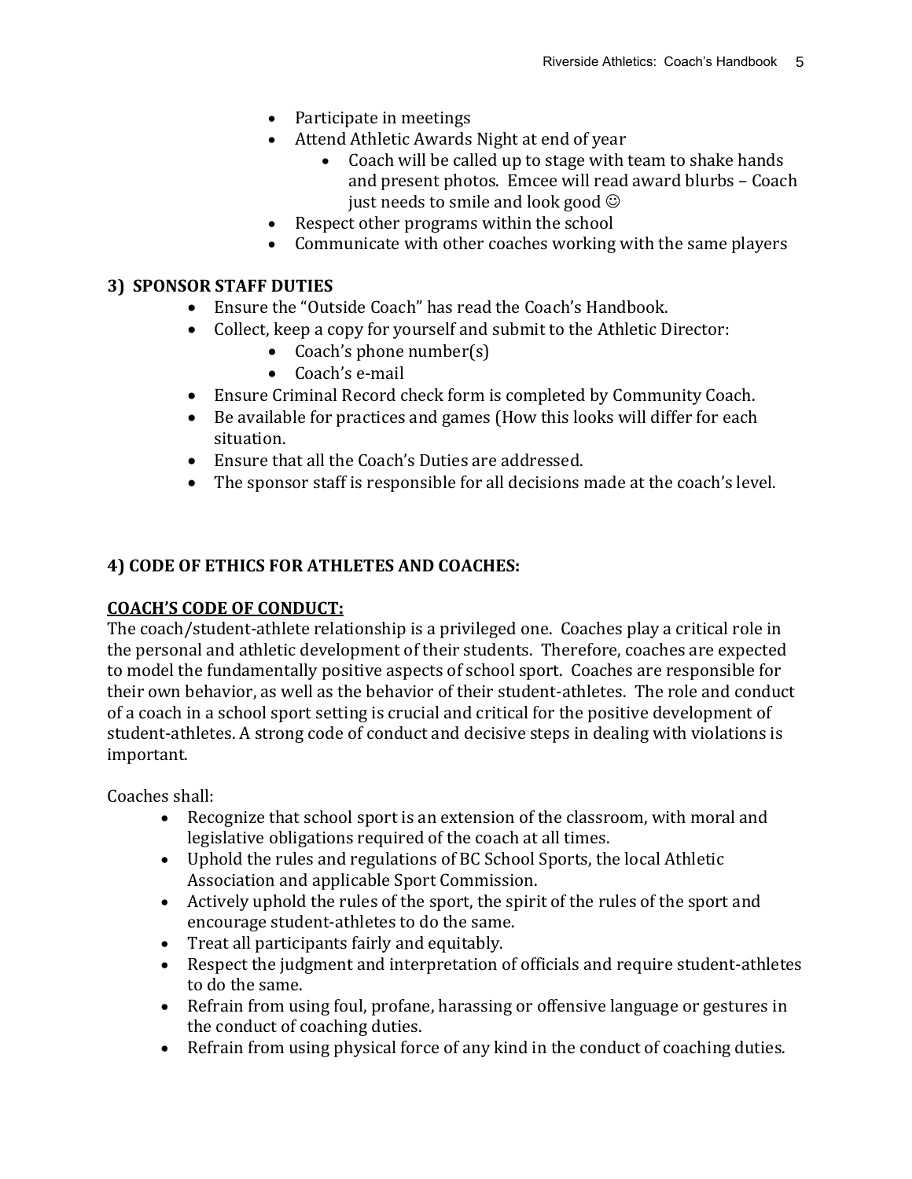- Participate in meetings
- Attend Athletic Awards Night at end of year
    - Coach will be called up to stage with team to shake hands and present photos. Emcee will read award blurbs – Coach just needs to smile and look good ☺
- Respect other programs within the school
- Communicate with other coaches working with the same players

### 3) SPONSOR STAFF DUTIES

- Ensure the "Outside Coach" has read the Coach's Handbook.
- Collect, keep a copy for yourself and submit to the Athletic Director:
    - Coach's phone number(s)
    - Coach's e-mail
- Ensure Criminal Record check form is completed by Community Coach.
- Be available for practices and games (How this looks will differ for each situation.
- Ensure that all the Coach's Duties are addressed.
- The sponsor staff is responsible for all decisions made at the coach's level.

### 4) CODE OF ETHICS FOR ATHLETES AND COACHES:

**COACH'S CODE OF CONDUCT:**

The coach/student-athlete relationship is a privileged one. Coaches play a critical role in the personal and athletic development of their students. Therefore, coaches are expected to model the fundamentally positive aspects of school sport. Coaches are responsible for their own behavior, as well as the behavior of their student-athletes. The role and conduct of a coach in a school sport setting is crucial and critical for the positive development of student-athletes. A strong code of conduct and decisive steps in dealing with violations is important.

Coaches shall:

- Recognize that school sport is an extension of the classroom, with moral and legislative obligations required of the coach at all times.
- Uphold the rules and regulations of BC School Sports, the local Athletic Association and applicable Sport Commission.
- Actively uphold the rules of the sport, the spirit of the rules of the sport and encourage student-athletes to do the same.
- Treat all participants fairly and equitably.
- Respect the judgment and interpretation of officials and require student-athletes to do the same.
- Refrain from using foul, profane, harassing or offensive language or gestures in the conduct of coaching duties.
- Refrain from using physical force of any kind in the conduct of coaching duties.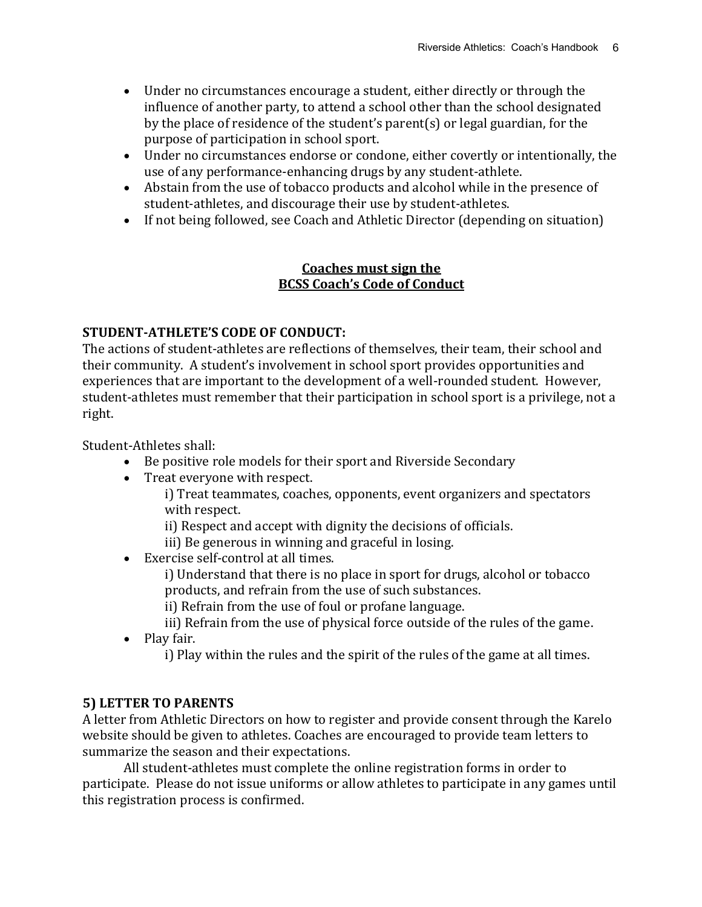- Under no circumstances encourage a student, either directly or through the influence of another party, to attend a school other than the school designated by the place of residence of the student's parent(s) or legal guardian, for the purpose of participation in school sport.
- Under no circumstances endorse or condone, either covertly or intentionally, the use of any performance-enhancing drugs by any student-athlete.
- Abstain from the use of tobacco products and alcohol while in the presence of student-athletes, and discourage their use by student-athletes.
- If not being followed, see Coach and Athletic Director (depending on situation)

<u>**Coaches must sign the<br>BCSS Coach's Code of Conduct**</u>

**STUDENT-ATHLETE'S CODE OF CONDUCT:**

The actions of student-athletes are reflections of themselves, their team, their school and their community. A student's involvement in school sport provides opportunities and experiences that are important to the development of a well-rounded student. However, student-athletes must remember that their participation in school sport is a privilege, not a right.

Student-Athletes shall:

- Be positive role models for their sport and Riverside Secondary
- Treat everyone with respect.
  - i) Treat teammates, coaches, opponents, event organizers and spectators with respect.
  - ii) Respect and accept with dignity the decisions of officials.
  - iii) Be generous in winning and graceful in losing.
- Exercise self-control at all times.
  - i) Understand that there is no place in sport for drugs, alcohol or tobacco products, and refrain from the use of such substances.
  - ii) Refrain from the use of foul or profane language.
  - iii) Refrain from the use of physical force outside of the rules of the game.
- Play fair.
  - i) Play within the rules and the spirit of the rules of the game at all times.

## 5) LETTER TO PARENTS

A letter from Athletic Directors on how to register and provide consent through the Karelo website should be given to athletes. Coaches are encouraged to provide team letters to summarize the season and their expectations.

All student-athletes must complete the online registration forms in order to participate. Please do not issue uniforms or allow athletes to participate in any games until this registration process is confirmed.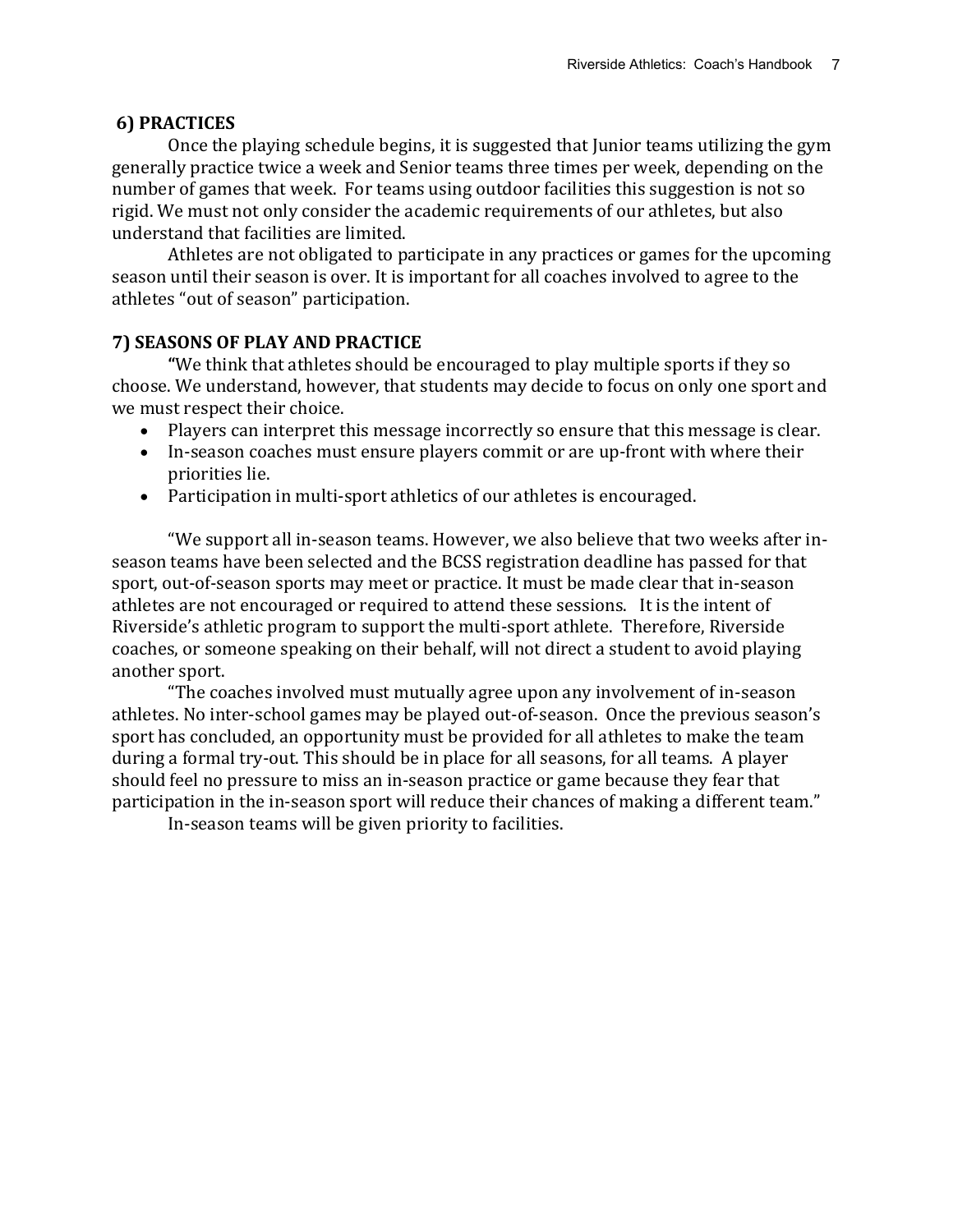## 6) PRACTICES

Once the playing schedule begins, it is suggested that Junior teams utilizing the gym generally practice twice a week and Senior teams three times per week, depending on the number of games that week. For teams using outdoor facilities this suggestion is not so rigid. We must not only consider the academic requirements of our athletes, but also understand that facilities are limited.

Athletes are not obligated to participate in any practices or games for the upcoming season until their season is over. It is important for all coaches involved to agree to the athletes "out of season" participation.

## 7) SEASONS OF PLAY AND PRACTICE

**"**We think that athletes should be encouraged to play multiple sports if they so choose. We understand, however, that students may decide to focus on only one sport and we must respect their choice.

- Players can interpret this message incorrectly so ensure that this message is clear.
- In-season coaches must ensure players commit or are up-front with where their priorities lie.
- Participation in multi-sport athletics of our athletes is encouraged.

"We support all in-season teams. However, we also believe that two weeks after in-season teams have been selected and the BCSS registration deadline has passed for that sport, out-of-season sports may meet or practice. It must be made clear that in-season athletes are not encouraged or required to attend these sessions. It is the intent of Riverside's athletic program to support the multi-sport athlete. Therefore, Riverside coaches, or someone speaking on their behalf, will not direct a student to avoid playing another sport.

"The coaches involved must mutually agree upon any involvement of in-season athletes. No inter-school games may be played out-of-season. Once the previous season's sport has concluded, an opportunity must be provided for all athletes to make the team during a formal try-out. This should be in place for all seasons, for all teams. A player should feel no pressure to miss an in-season practice or game because they fear that participation in the in-season sport will reduce their chances of making a different team."

In-season teams will be given priority to facilities.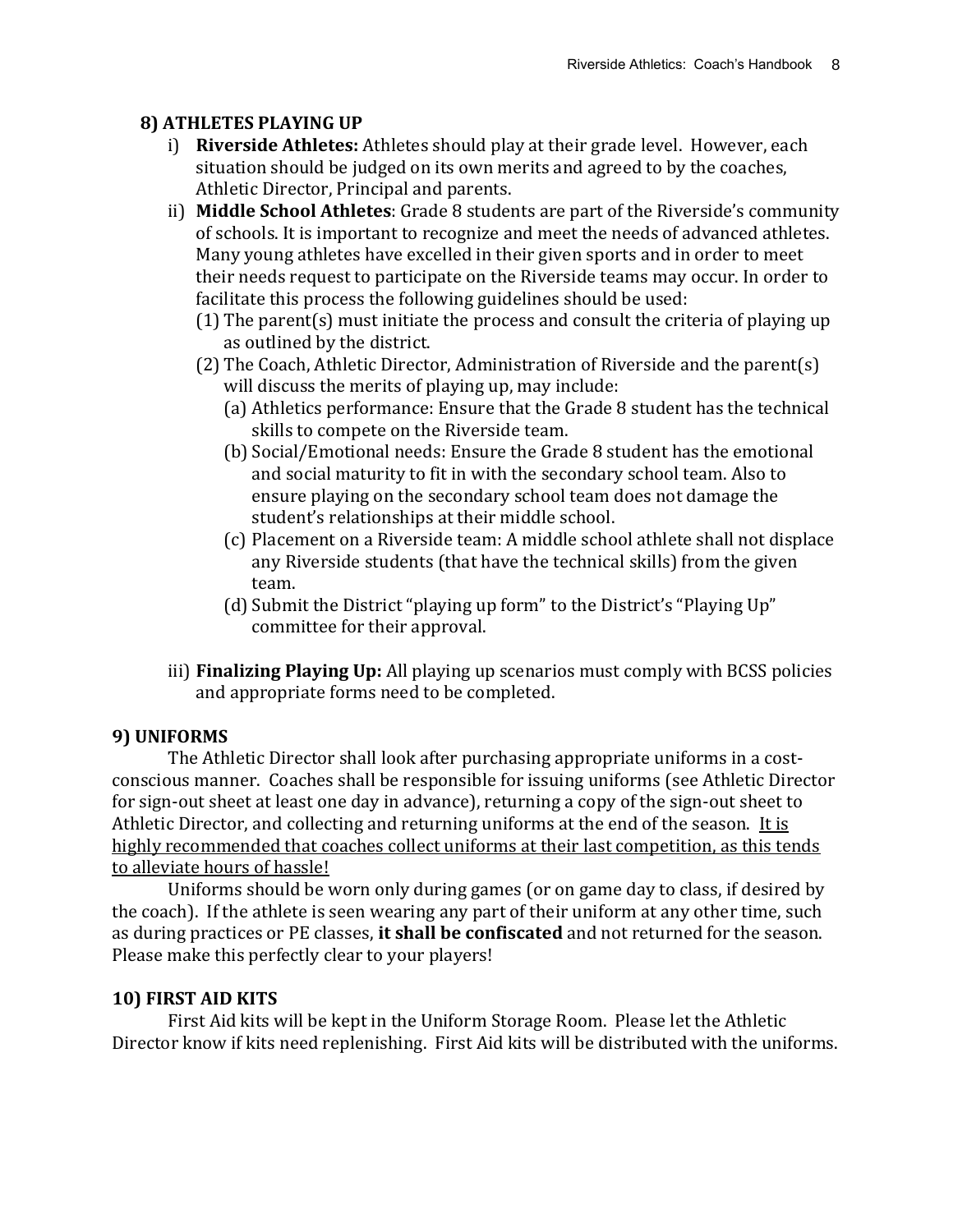## 8) ATHLETES PLAYING UP

i) **Riverside Athletes:** Athletes should play at their grade level. However, each situation should be judged on its own merits and agreed to by the coaches, Athletic Director, Principal and parents.

ii) **Middle School Athletes**: Grade 8 students are part of the Riverside's community of schools. It is important to recognize and meet the needs of advanced athletes. Many young athletes have excelled in their given sports and in order to meet their needs request to participate on the Riverside teams may occur. In order to facilitate this process the following guidelines should be used:

   (1) The parent(s) must initiate the process and consult the criteria of playing up as outlined by the district.

   (2) The Coach, Athletic Director, Administration of Riverside and the parent(s) will discuss the merits of playing up, may include:

      (a) Athletics performance: Ensure that the Grade 8 student has the technical skills to compete on the Riverside team.

      (b) Social/Emotional needs: Ensure the Grade 8 student has the emotional and social maturity to fit in with the secondary school team. Also to ensure playing on the secondary school team does not damage the student's relationships at their middle school.

      (c) Placement on a Riverside team: A middle school athlete shall not displace any Riverside students (that have the technical skills) from the given team.

      (d) Submit the District "playing up form" to the District's "Playing Up" committee for their approval.

iii) **Finalizing Playing Up:** All playing up scenarios must comply with BCSS policies and appropriate forms need to be completed.

## 9) UNIFORMS

The Athletic Director shall look after purchasing appropriate uniforms in a cost-conscious manner. Coaches shall be responsible for issuing uniforms (see Athletic Director for sign-out sheet at least one day in advance), returning a copy of the sign-out sheet to Athletic Director, and collecting and returning uniforms at the end of the season. <u>It is highly recommended that coaches collect uniforms at their last competition, as this tends to alleviate hours of hassle!</u>

Uniforms should be worn only during games (or on game day to class, if desired by the coach). If the athlete is seen wearing any part of their uniform at any other time, such as during practices or PE classes, **it shall be confiscated** and not returned for the season. Please make this perfectly clear to your players!

## 10) FIRST AID KITS

First Aid kits will be kept in the Uniform Storage Room. Please let the Athletic Director know if kits need replenishing. First Aid kits will be distributed with the uniforms.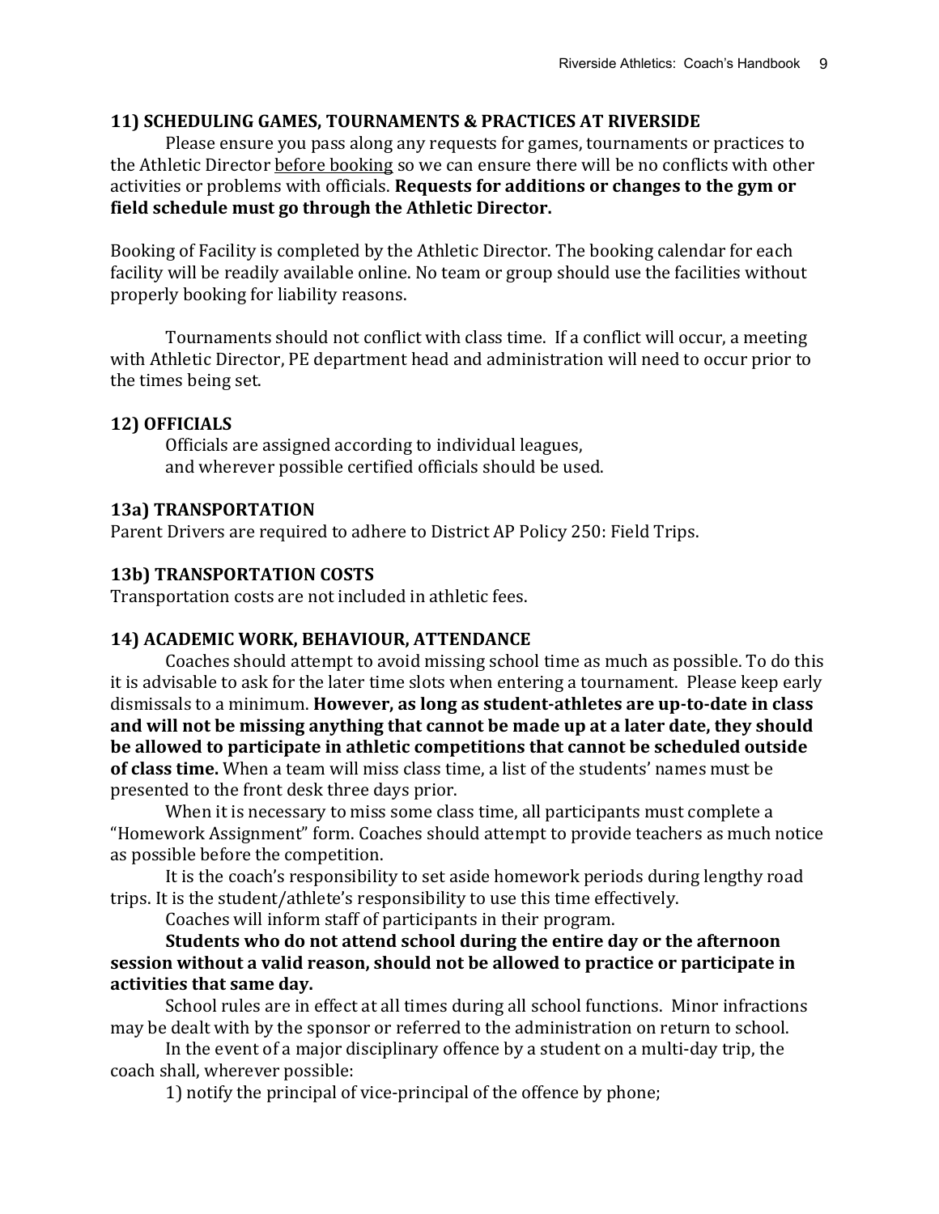### 11) SCHEDULING GAMES, TOURNAMENTS & PRACTICES AT RIVERSIDE

Please ensure you pass along any requests for games, tournaments or practices to the Athletic Director before booking so we can ensure there will be no conflicts with other activities or problems with officials. **Requests for additions or changes to the gym or field schedule must go through the Athletic Director.**

Booking of Facility is completed by the Athletic Director. The booking calendar for each facility will be readily available online. No team or group should use the facilities without properly booking for liability reasons.

Tournaments should not conflict with class time. If a conflict will occur, a meeting with Athletic Director, PE department head and administration will need to occur prior to the times being set.

### 12) OFFICIALS

Officials are assigned according to individual leagues, and wherever possible certified officials should be used.

### 13a) TRANSPORTATION

Parent Drivers are required to adhere to District AP Policy 250: Field Trips.

### 13b) TRANSPORTATION COSTS

Transportation costs are not included in athletic fees.

### 14) ACADEMIC WORK, BEHAVIOUR, ATTENDANCE

Coaches should attempt to avoid missing school time as much as possible. To do this it is advisable to ask for the later time slots when entering a tournament. Please keep early dismissals to a minimum. **However, as long as student-athletes are up-to-date in class and will not be missing anything that cannot be made up at a later date, they should be allowed to participate in athletic competitions that cannot be scheduled outside of class time.** When a team will miss class time, a list of the students' names must be presented to the front desk three days prior.

When it is necessary to miss some class time, all participants must complete a "Homework Assignment" form. Coaches should attempt to provide teachers as much notice as possible before the competition.

It is the coach's responsibility to set aside homework periods during lengthy road trips. It is the student/athlete's responsibility to use this time effectively.

Coaches will inform staff of participants in their program.

**Students who do not attend school during the entire day or the afternoon session without a valid reason, should not be allowed to practice or participate in activities that same day.**

School rules are in effect at all times during all school functions. Minor infractions may be dealt with by the sponsor or referred to the administration on return to school.

In the event of a major disciplinary offence by a student on a multi-day trip, the coach shall, wherever possible:

1) notify the principal of vice-principal of the offence by phone;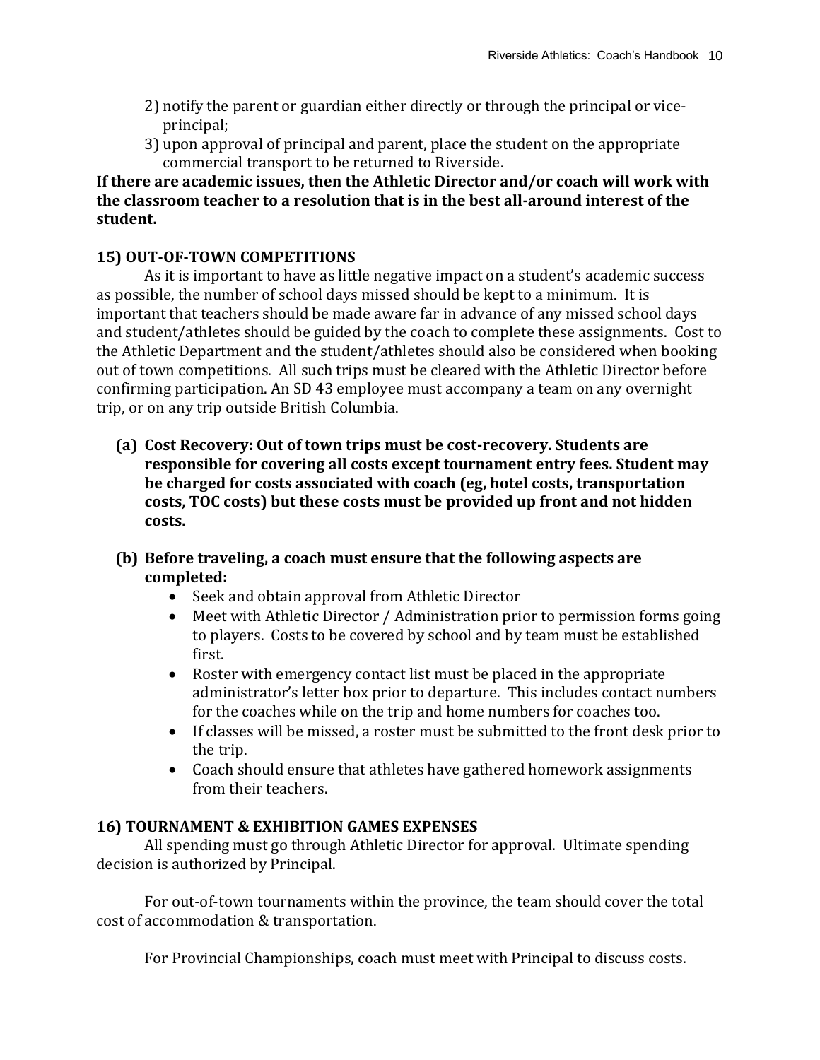2) notify the parent or guardian either directly or through the principal or vice-principal;
3) upon approval of principal and parent, place the student on the appropriate commercial transport to be returned to Riverside.

**If there are academic issues, then the Athletic Director and/or coach will work with the classroom teacher to a resolution that is in the best all-around interest of the student.**

## 15) OUT-OF-TOWN COMPETITIONS

As it is important to have as little negative impact on a student's academic success as possible, the number of school days missed should be kept to a minimum. It is important that teachers should be made aware far in advance of any missed school days and student/athletes should be guided by the coach to complete these assignments. Cost to the Athletic Department and the student/athletes should also be considered when booking out of town competitions. All such trips must be cleared with the Athletic Director before confirming participation. An SD 43 employee must accompany a team on any overnight trip, or on any trip outside British Columbia.

**(a) Cost Recovery: Out of town trips must be cost-recovery. Students are responsible for covering all costs except tournament entry fees. Student may be charged for costs associated with coach (eg, hotel costs, transportation costs, TOC costs) but these costs must be provided up front and not hidden costs.**

**(b) Before traveling, a coach must ensure that the following aspects are completed:**

- Seek and obtain approval from Athletic Director
- Meet with Athletic Director / Administration prior to permission forms going to players. Costs to be covered by school and by team must be established first.
- Roster with emergency contact list must be placed in the appropriate administrator's letter box prior to departure. This includes contact numbers for the coaches while on the trip and home numbers for coaches too.
- If classes will be missed, a roster must be submitted to the front desk prior to the trip.
- Coach should ensure that athletes have gathered homework assignments from their teachers.

## 16) TOURNAMENT & EXHIBITION GAMES EXPENSES

All spending must go through Athletic Director for approval. Ultimate spending decision is authorized by Principal.

For out-of-town tournaments within the province, the team should cover the total cost of accommodation & transportation.

For Provincial Championships, coach must meet with Principal to discuss costs.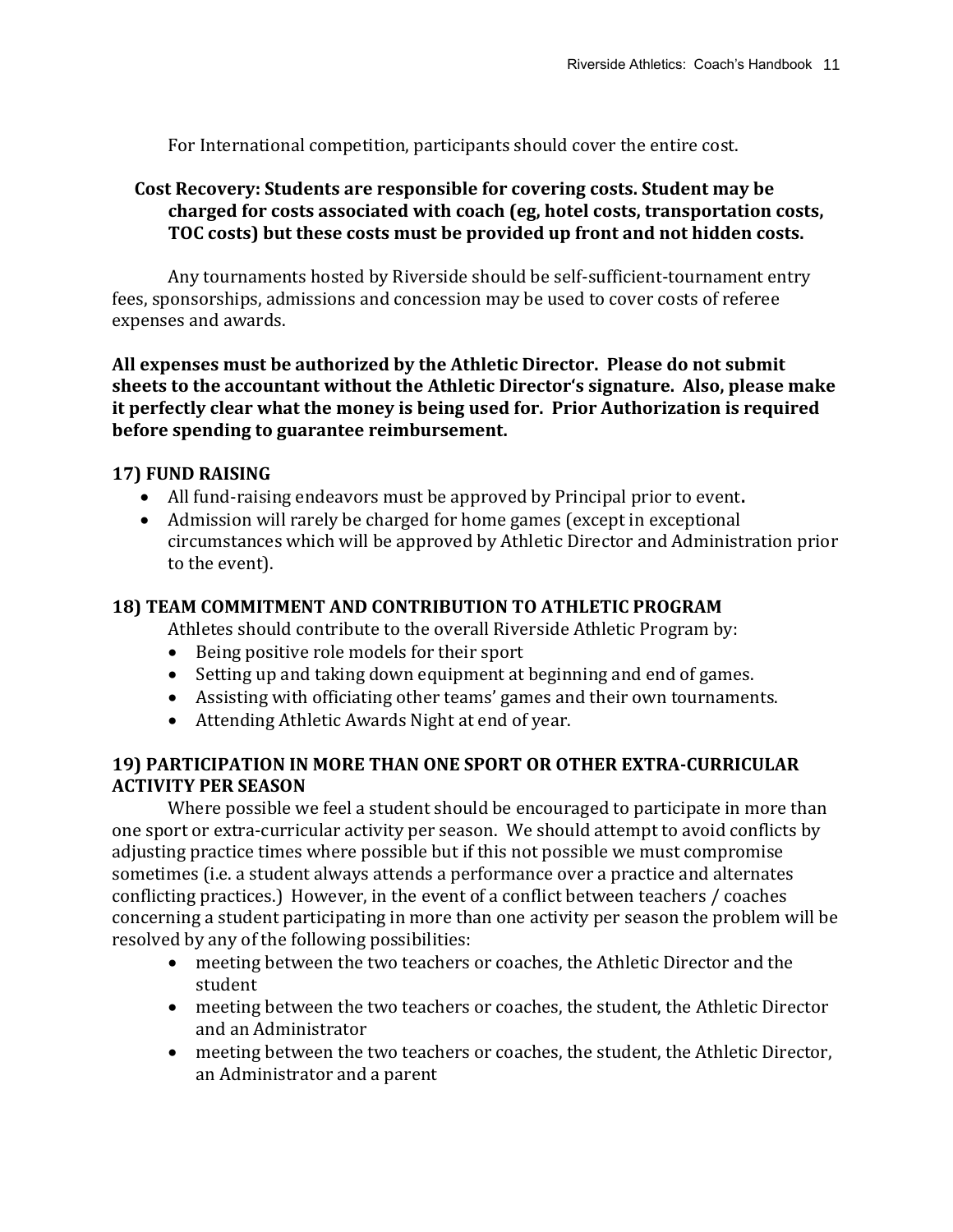For International competition, participants should cover the entire cost.

**Cost Recovery: Students are responsible for covering costs. Student may be charged for costs associated with coach (eg, hotel costs, transportation costs, TOC costs) but these costs must be provided up front and not hidden costs.**

Any tournaments hosted by Riverside should be self-sufficient-tournament entry fees, sponsorships, admissions and concession may be used to cover costs of referee expenses and awards.

**All expenses must be authorized by the Athletic Director. Please do not submit sheets to the accountant without the Athletic Director's signature. Also, please make it perfectly clear what the money is being used for. Prior Authorization is required before spending to guarantee reimbursement.**

## 17) FUND RAISING

- All fund-raising endeavors must be approved by Principal prior to event**.**
- Admission will rarely be charged for home games (except in exceptional circumstances which will be approved by Athletic Director and Administration prior to the event).

## 18) TEAM COMMITMENT AND CONTRIBUTION TO ATHLETIC PROGRAM

Athletes should contribute to the overall Riverside Athletic Program by:

- Being positive role models for their sport
- Setting up and taking down equipment at beginning and end of games.
- Assisting with officiating other teams' games and their own tournaments.
- Attending Athletic Awards Night at end of year.

## 19) PARTICIPATION IN MORE THAN ONE SPORT OR OTHER EXTRA-CURRICULAR ACTIVITY PER SEASON

Where possible we feel a student should be encouraged to participate in more than one sport or extra-curricular activity per season. We should attempt to avoid conflicts by adjusting practice times where possible but if this not possible we must compromise sometimes (i.e. a student always attends a performance over a practice and alternates conflicting practices.) However, in the event of a conflict between teachers / coaches concerning a student participating in more than one activity per season the problem will be resolved by any of the following possibilities:

- meeting between the two teachers or coaches, the Athletic Director and the student
- meeting between the two teachers or coaches, the student, the Athletic Director and an Administrator
- meeting between the two teachers or coaches, the student, the Athletic Director, an Administrator and a parent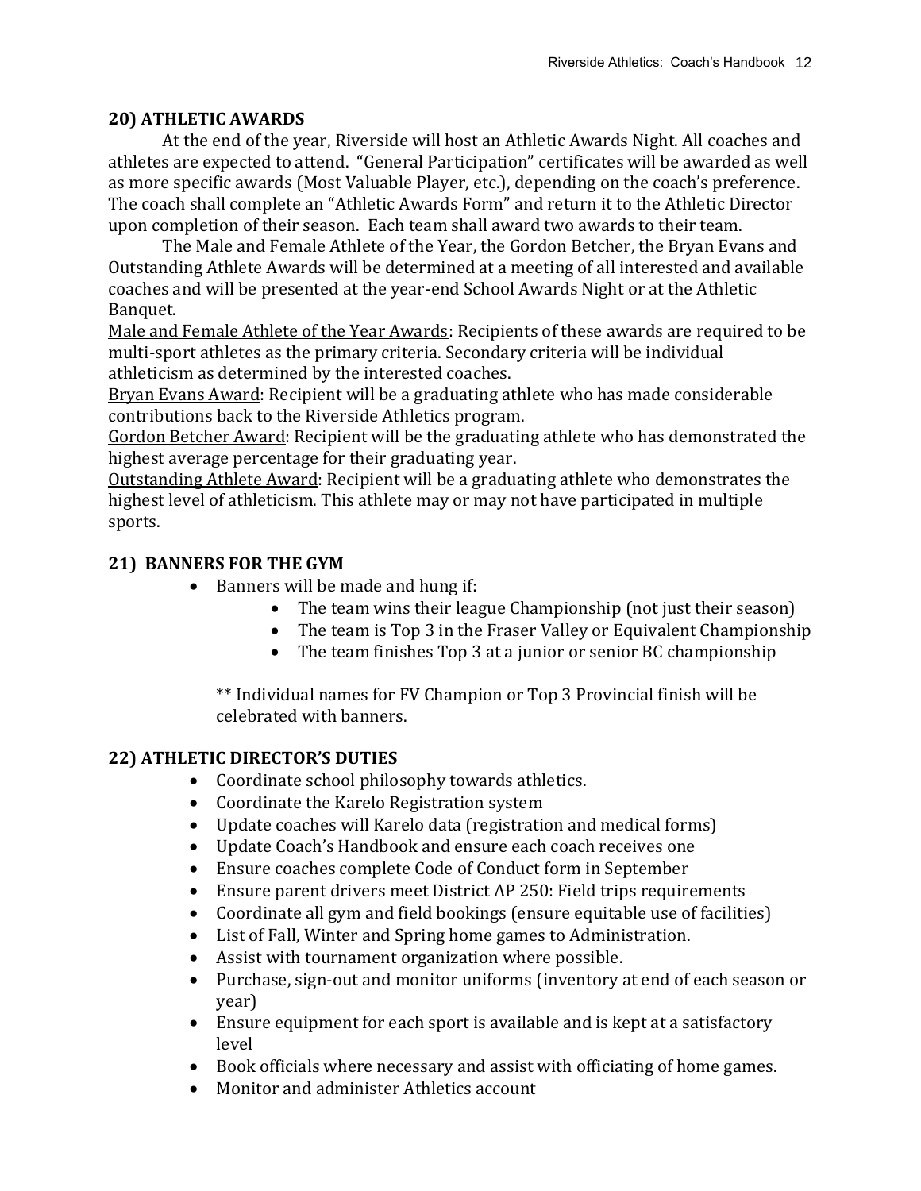## 20) ATHLETIC AWARDS

At the end of the year, Riverside will host an Athletic Awards Night. All coaches and athletes are expected to attend. "General Participation" certificates will be awarded as well as more specific awards (Most Valuable Player, etc.), depending on the coach's preference. The coach shall complete an "Athletic Awards Form" and return it to the Athletic Director upon completion of their season. Each team shall award two awards to their team.

The Male and Female Athlete of the Year, the Gordon Betcher, the Bryan Evans and Outstanding Athlete Awards will be determined at a meeting of all interested and available coaches and will be presented at the year-end School Awards Night or at the Athletic Banquet.

<u>Male and Female Athlete of the Year Awards</u>: Recipients of these awards are required to be multi-sport athletes as the primary criteria. Secondary criteria will be individual athleticism as determined by the interested coaches.

<u>Bryan Evans Award</u>: Recipient will be a graduating athlete who has made considerable contributions back to the Riverside Athletics program.

<u>Gordon Betcher Award</u>: Recipient will be the graduating athlete who has demonstrated the highest average percentage for their graduating year.

<u>Outstanding Athlete Award</u>: Recipient will be a graduating athlete who demonstrates the highest level of athleticism. This athlete may or may not have participated in multiple sports.

## 21) BANNERS FOR THE GYM

- Banners will be made and hung if:
  - The team wins their league Championship (not just their season)
  - The team is Top 3 in the Fraser Valley or Equivalent Championship
  - The team finishes Top 3 at a junior or senior BC championship

** Individual names for FV Champion or Top 3 Provincial finish will be celebrated with banners.

## 22) ATHLETIC DIRECTOR'S DUTIES

- Coordinate school philosophy towards athletics.
- Coordinate the Karelo Registration system
- Update coaches will Karelo data (registration and medical forms)
- Update Coach's Handbook and ensure each coach receives one
- Ensure coaches complete Code of Conduct form in September
- Ensure parent drivers meet District AP 250: Field trips requirements
- Coordinate all gym and field bookings (ensure equitable use of facilities)
- List of Fall, Winter and Spring home games to Administration.
- Assist with tournament organization where possible.
- Purchase, sign-out and monitor uniforms (inventory at end of each season or year)
- Ensure equipment for each sport is available and is kept at a satisfactory level
- Book officials where necessary and assist with officiating of home games.
- Monitor and administer Athletics account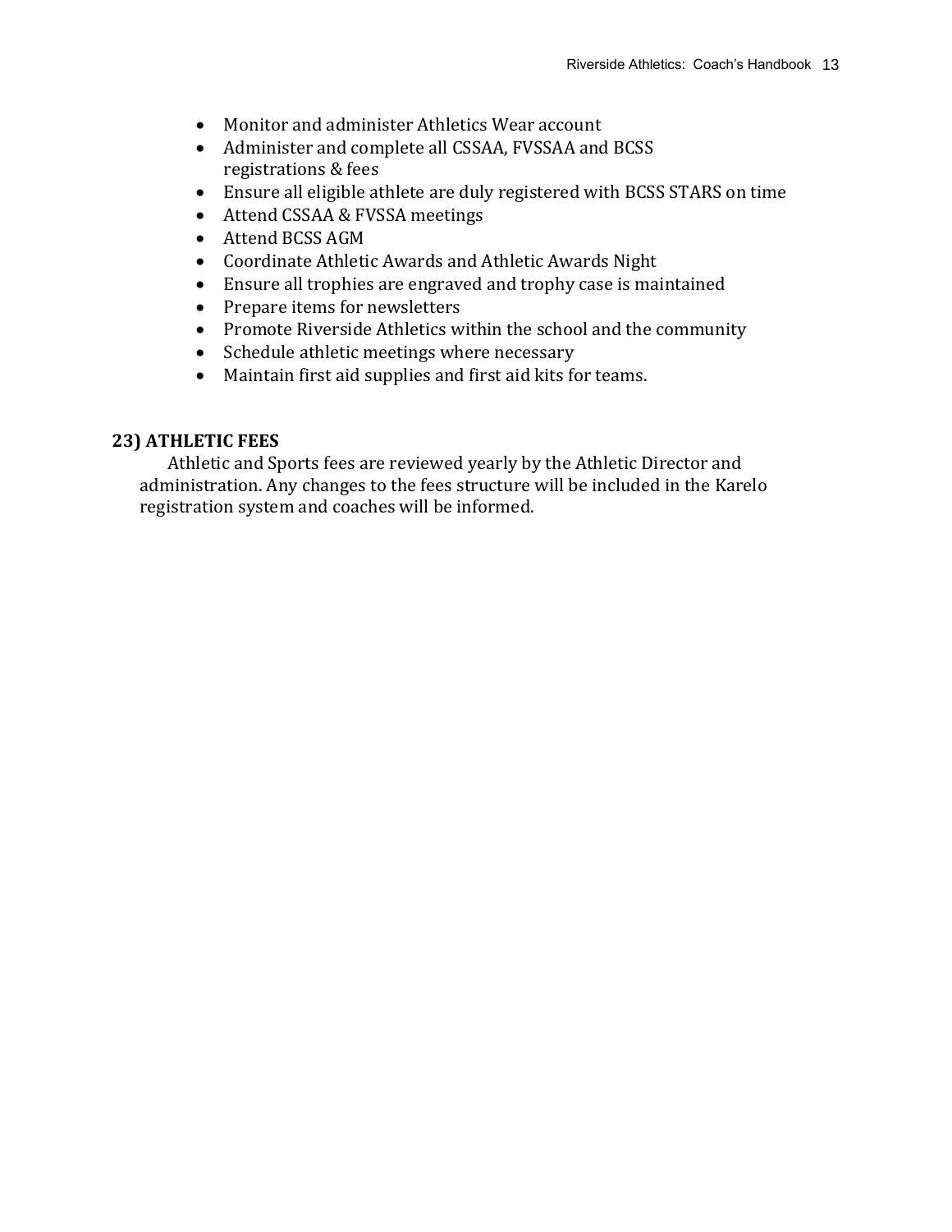- Monitor and administer Athletics Wear account
- Administer and complete all CSSAA, FVSSAA and BCSS registrations & fees
- Ensure all eligible athlete are duly registered with BCSS STARS on time
- Attend CSSAA & FVSSA meetings
- Attend BCSS AGM
- Coordinate Athletic Awards and Athletic Awards Night
- Ensure all trophies are engraved and trophy case is maintained
- Prepare items for newsletters
- Promote Riverside Athletics within the school and the community
- Schedule athletic meetings where necessary
- Maintain first aid supplies and first aid kits for teams.

## 23) ATHLETIC FEES

Athletic and Sports fees are reviewed yearly by the Athletic Director and administration. Any changes to the fees structure will be included in the Karelo registration system and coaches will be informed.